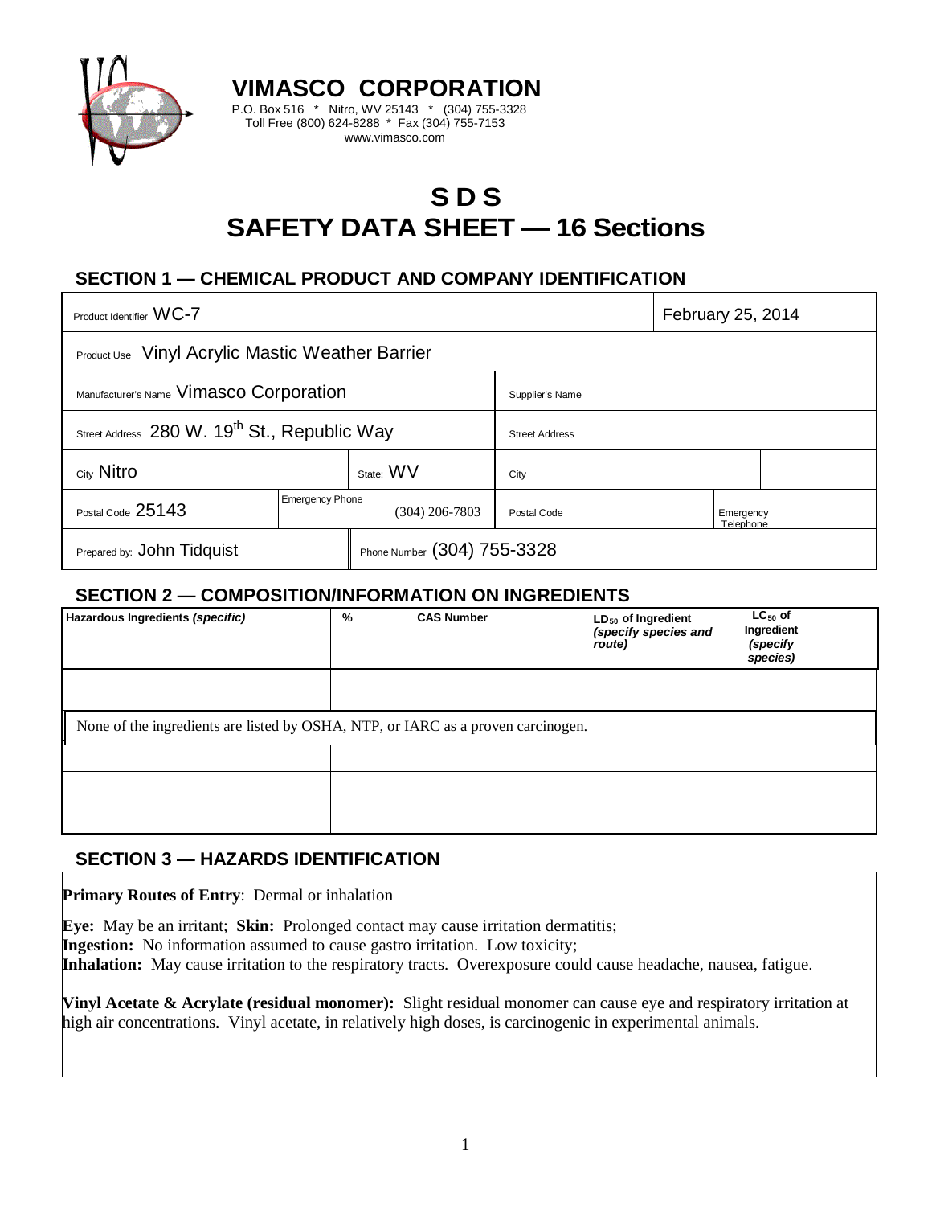# VIMASCO CORPORATION

P.O. Box 516 * Nitro, WV 25143 * (304) 755-3328
Toll Free (800) 624-8288 * Fax (304) 755-7153
www.vimasco.com

# S D S
# SAFETY DATA SHEET — 16 Sections

## SECTION 1 — CHEMICAL PRODUCT AND COMPANY IDENTIFICATION

| | | | |
|---|---|---|---|
| Product Identifier WC-7 | | | February 25, 2014 |
| Product Use Vinyl Acrylic Mastic Weather Barrier | | | |
| Manufacturer's Name Vimasco Corporation | | Supplier's Name | |
| Street Address 280 W. 19th St., Republic Way | | Street Address | |
| City Nitro | State: WV | City | |
| Postal Code 25143 | Emergency Phone (304) 206-7803 | Postal Code | Emergency Telephone |
| Prepared by: John Tidquist | Phone Number (304) 755-3328 | | |

## SECTION 2 — COMPOSITION/INFORMATION ON INGREDIENTS

| Hazardous Ingredients *(specific)* | % | CAS Number | $LD_{50}$ of Ingredient *(specify species and route)* | $LC_{50}$ of Ingredient *(specify species)* |
|---|---|---|---|---|
| | | | | |
| None of the ingredients are listed by OSHA, NTP, or IARC as a proven carcinogen. | | | | |
| | | | | |
| | | | | |
| | | | | |

## SECTION 3 — HAZARDS IDENTIFICATION

**Primary Routes of Entry**: Dermal or inhalation

**Eye:** May be an irritant; **Skin:** Prolonged contact may cause irritation dermatitis;
**Ingestion:** No information assumed to cause gastro irritation. Low toxicity;
**Inhalation:** May cause irritation to the respiratory tracts. Overexposure could cause headache, nausea, fatigue.

**Vinyl Acetate & Acrylate (residual monomer):** Slight residual monomer can cause eye and respiratory irritation at high air concentrations. Vinyl acetate, in relatively high doses, is carcinogenic in experimental animals.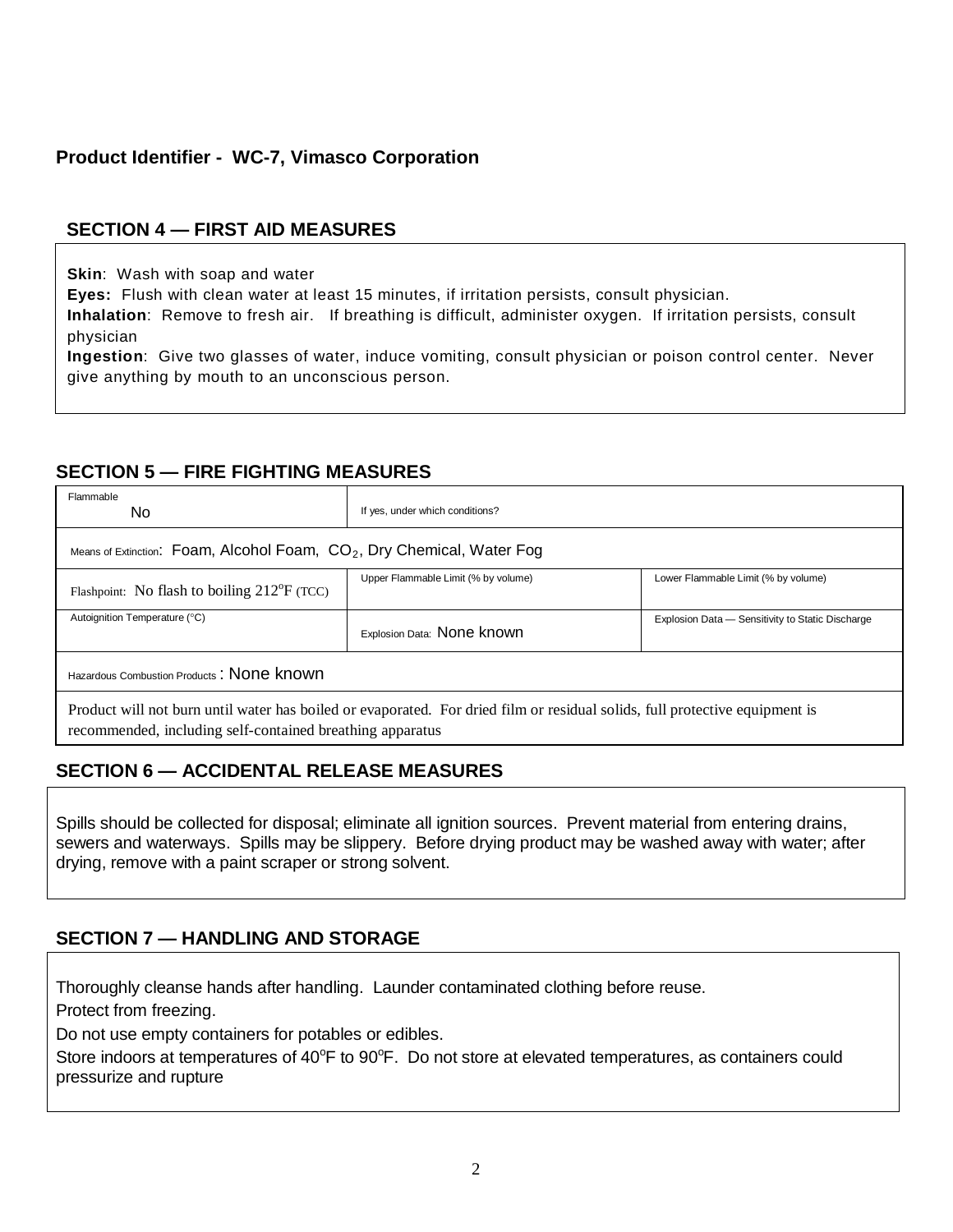**Product Identifier - WC-7, Vimasco Corporation**

## SECTION 4 — FIRST AID MEASURES

**Skin**: Wash with soap and water
**Eyes:** Flush with clean water at least 15 minutes, if irritation persists, consult physician.
**Inhalation**: Remove to fresh air. If breathing is difficult, administer oxygen. If irritation persists, consult physician
**Ingestion**: Give two glasses of water, induce vomiting, consult physician or poison control center. Never give anything by mouth to an unconscious person.

## SECTION 5 — FIRE FIGHTING MEASURES

| Flammable<br>No | If yes, under which conditions? | |
|---|---|---|
| Means of Extinction: Foam, Alcohol Foam, $CO_2$, Dry Chemical, Water Fog | | |
| Flashpoint: No flash to boiling 212°F (TCC) | Upper Flammable Limit (% by volume) | Lower Flammable Limit (% by volume) |
| Autoignition Temperature (°C) | Explosion Data: None known | Explosion Data — Sensitivity to Static Discharge |
| Hazardous Combustion Products : None known | | |
| Product will not burn until water has boiled or evaporated. For dried film or residual solids, full protective equipment is recommended, including self-contained breathing apparatus | | |

## SECTION 6 — ACCIDENTAL RELEASE MEASURES

Spills should be collected for disposal; eliminate all ignition sources. Prevent material from entering drains, sewers and waterways. Spills may be slippery. Before drying product may be washed away with water; after drying, remove with a paint scraper or strong solvent.

## SECTION 7 — HANDLING AND STORAGE

Thoroughly cleanse hands after handling. Launder contaminated clothing before reuse.

Protect from freezing.

Do not use empty containers for potables or edibles.

Store indoors at temperatures of 40°F to 90°F. Do not store at elevated temperatures, as containers could pressurize and rupture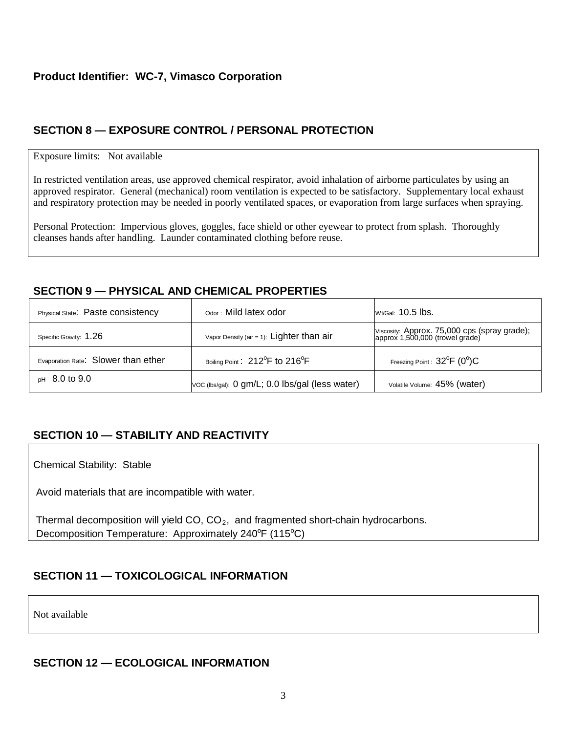**Product Identifier: WC-7, Vimasco Corporation**

## SECTION 8 — EXPOSURE CONTROL / PERSONAL PROTECTION

Exposure limits: Not available

In restricted ventilation areas, use approved chemical respirator, avoid inhalation of airborne particulates by using an approved respirator. General (mechanical) room ventilation is expected to be satisfactory. Supplementary local exhaust and respiratory protection may be needed in poorly ventilated spaces, or evaporation from large surfaces when spraying.

Personal Protection: Impervious gloves, goggles, face shield or other eyewear to protect from splash. Thoroughly cleanses hands after handling. Launder contaminated clothing before reuse.

## SECTION 9 — PHYSICAL AND CHEMICAL PROPERTIES

| | | |
|---|---|---|
| Physical State: Paste consistency | Odor: Mild latex odor | Wt/Gal: 10.5 lbs. |
| Specific Gravity: 1.26 | Vapor Density (air = 1): Lighter than air | Viscosity: Approx. 75,000 cps (spray grade); approx 1,500,000 (trowel grade) |
| Evaporation Rate: Slower than ether | Boiling Point: 212°F to 216°F | Freezing Point: 32°F (0°)C |
| pH 8.0 to 9.0 | VOC (lbs/gal): 0 gm/L; 0.0 lbs/gal (less water) | Volatile Volume: 45% (water) |

## SECTION 10 — STABILITY AND REACTIVITY

Chemical Stability: Stable

Avoid materials that are incompatible with water.

Thermal decomposition will yield CO, $CO_2$, and fragmented short-chain hydrocarbons.
Decomposition Temperature: Approximately 240°F (115°C)

## SECTION 11 — TOXICOLOGICAL INFORMATION

Not available

## SECTION 12 — ECOLOGICAL INFORMATION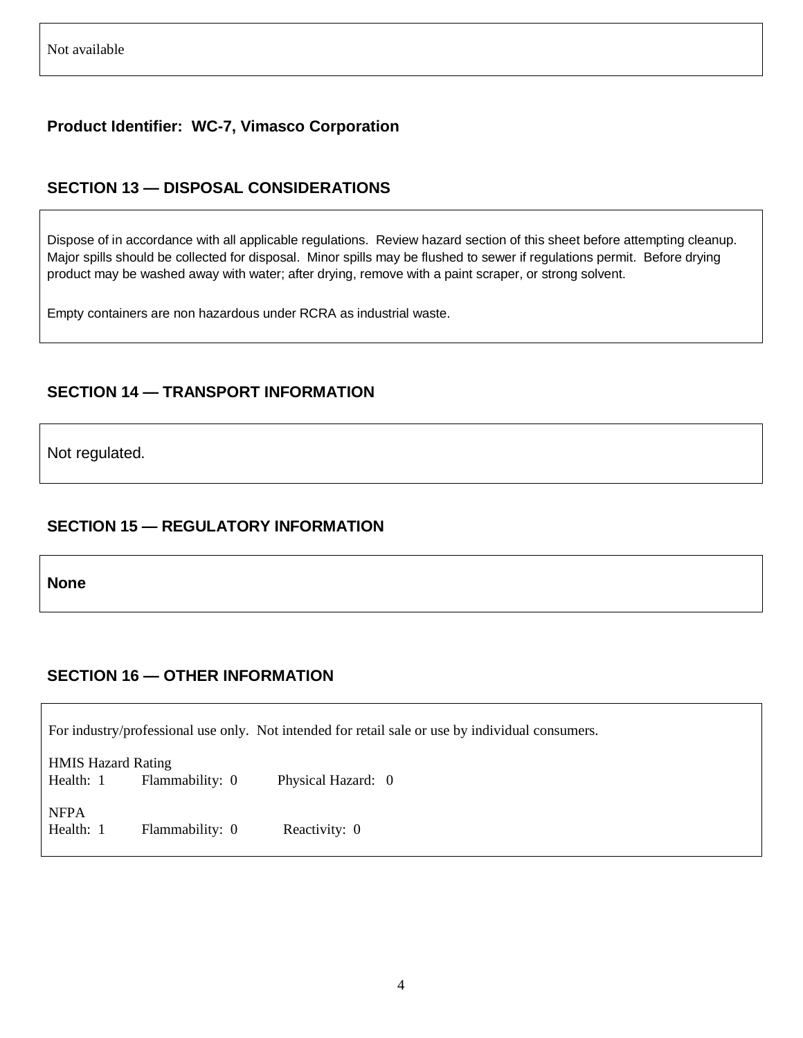Not available

**Product Identifier: WC-7, Vimasco Corporation**

## SECTION 13 — DISPOSAL CONSIDERATIONS

Dispose of in accordance with all applicable regulations. Review hazard section of this sheet before attempting cleanup. Major spills should be collected for disposal. Minor spills may be flushed to sewer if regulations permit. Before drying product may be washed away with water; after drying, remove with a paint scraper, or strong solvent.

Empty containers are non hazardous under RCRA as industrial waste.

## SECTION 14 — TRANSPORT INFORMATION

Not regulated.

## SECTION 15 — REGULATORY INFORMATION

**None**

## SECTION 16 — OTHER INFORMATION

For industry/professional use only. Not intended for retail sale or use by individual consumers.

HMIS Hazard Rating
Health: 1 Flammability: 0 Physical Hazard: 0

NFPA
Health: 1 Flammability: 0 Reactivity: 0